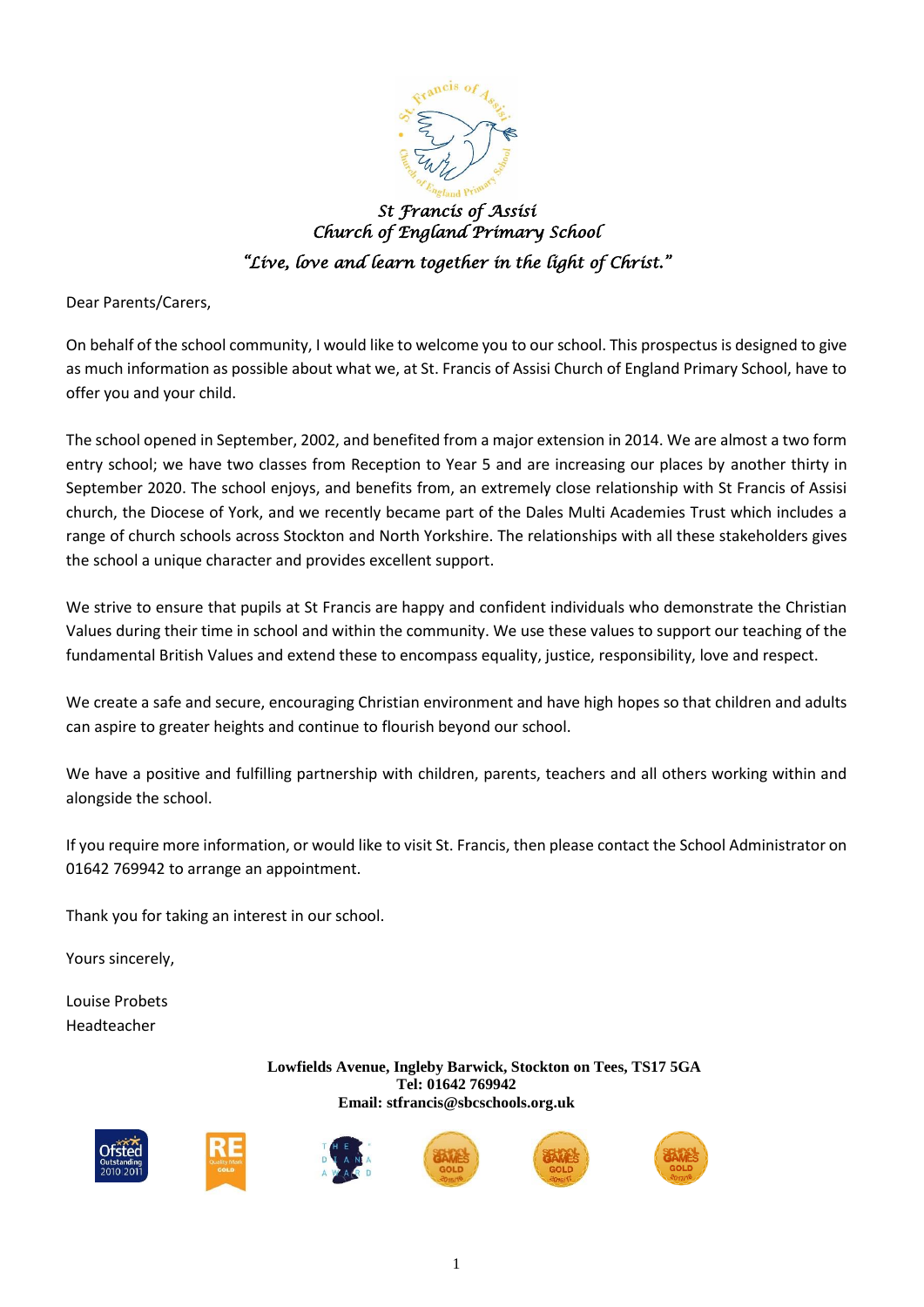# St Francis of Assisi
## Church of England Primary School

*"Live, love and learn together in the light of Christ."*

Dear Parents/Carers,

On behalf of the school community, I would like to welcome you to our school. This prospectus is designed to give as much information as possible about what we, at St. Francis of Assisi Church of England Primary School, have to offer you and your child.

The school opened in September, 2002, and benefited from a major extension in 2014. We are almost a two form entry school; we have two classes from Reception to Year 5 and are increasing our places by another thirty in September 2020. The school enjoys, and benefits from, an extremely close relationship with St Francis of Assisi church, the Diocese of York, and we recently became part of the Dales Multi Academies Trust which includes a range of church schools across Stockton and North Yorkshire. The relationships with all these stakeholders gives the school a unique character and provides excellent support.

We strive to ensure that pupils at St Francis are happy and confident individuals who demonstrate the Christian Values during their time in school and within the community. We use these values to support our teaching of the fundamental British Values and extend these to encompass equality, justice, responsibility, love and respect.

We create a safe and secure, encouraging Christian environment and have high hopes so that children and adults can aspire to greater heights and continue to flourish beyond our school.

We have a positive and fulfilling partnership with children, parents, teachers and all others working within and alongside the school.

If you require more information, or would like to visit St. Francis, then please contact the School Administrator on 01642 769942 to arrange an appointment.

Thank you for taking an interest in our school.

Yours sincerely,

Louise Probets
Headteacher

**Lowfields Avenue, Ingleby Barwick, Stockton on Tees, TS17 5GA**
**Tel: 01642 769942**
**Email: stfrancis@sbcschools.org.uk**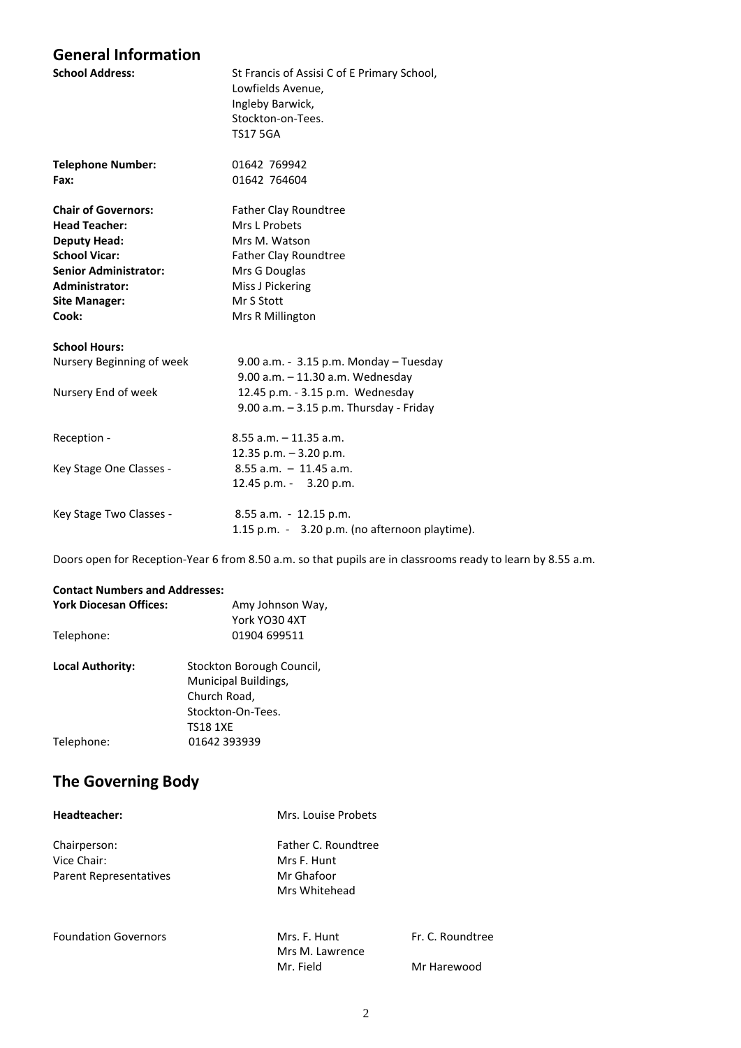## General Information

**School Address:** St Francis of Assisi C of E Primary School,
Lowfields Avenue,
Ingleby Barwick,
Stockton-on-Tees.
TS17 5GA

**Telephone Number:** 01642 769942
**Fax:** 01642 764604

**Chair of Governors:** Father Clay Roundtree
**Head Teacher:** Mrs L Probets
**Deputy Head:** Mrs M. Watson
**School Vicar:** Father Clay Roundtree
**Senior Administrator:** Mrs G Douglas
**Administrator:** Miss J Pickering
**Site Manager:** Mr S Stott
**Cook:** Mrs R Millington

**School Hours:**

Nursery Beginning of week: 9.00 a.m. - 3.15 p.m. Monday – Tuesday
9.00 a.m. – 11.30 a.m. Wednesday

Nursery End of week: 12.45 p.m. - 3.15 p.m. Wednesday
9.00 a.m. – 3.15 p.m. Thursday - Friday

Reception - 8.55 a.m. – 11.35 a.m.
12.35 p.m. – 3.20 p.m.

Key Stage One Classes - 8.55 a.m. – 11.45 a.m.
12.45 p.m. - 3.20 p.m.

Key Stage Two Classes - 8.55 a.m. - 12.15 p.m.
1.15 p.m. - 3.20 p.m. (no afternoon playtime).

Doors open for Reception-Year 6 from 8.50 a.m. so that pupils are in classrooms ready to learn by 8.55 a.m.

**Contact Numbers and Addresses:**

**York Diocesan Offices:** Amy Johnson Way,
York YO30 4XT
Telephone: 01904 699511

**Local Authority:** Stockton Borough Council,
Municipal Buildings,
Church Road,
Stockton-On-Tees.
TS18 1XE
Telephone: 01642 393939

## The Governing Body

**Headteacher:** Mrs. Louise Probets

Chairperson: Father C. Roundtree
Vice Chair: Mrs F. Hunt
Parent Representatives: Mr Ghafoor
Mrs Whitehead

Foundation Governors: Mrs. F. Hunt, Fr. C. Roundtree, Mrs M. Lawrence, Mr. Field, Mr Harewood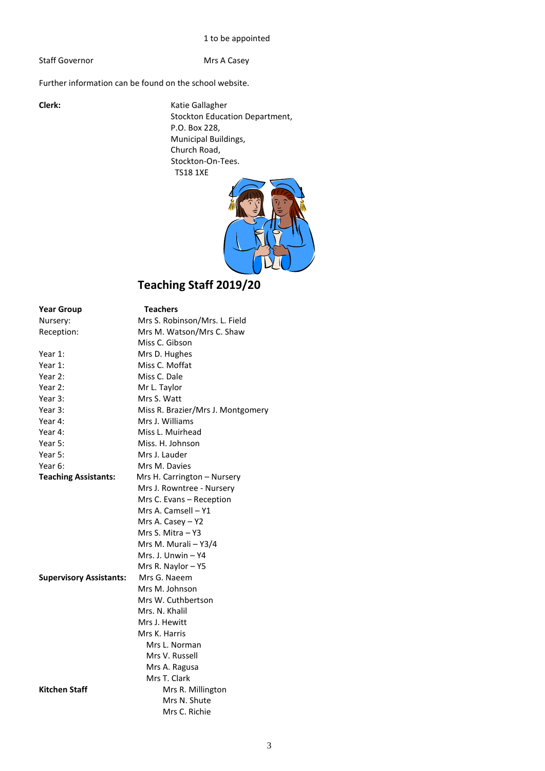| | |
|---|---|
| | 1 to be appointed |
| Staff Governor | Mrs A Casey |

Further information can be found on the school website.

**Clerk:** Katie Gallagher
Stockton Education Department,
P.O. Box 228,
Municipal Buildings,
Church Road,
Stockton-On-Tees.
TS18 1XE

## Teaching Staff 2019/20

| **Year Group** | **Teachers** |
|---|---|
| Nursery: | Mrs S. Robinson/Mrs. L. Field |
| Reception: | Mrs M. Watson/Mrs C. Shaw |
| | Miss C. Gibson |
| Year 1: | Mrs D. Hughes |
| Year 1: | Miss C. Moffat |
| Year 2: | Miss C. Dale |
| Year 2: | Mr L. Taylor |
| Year 3: | Mrs S. Watt |
| Year 3: | Miss R. Brazier/Mrs J. Montgomery |
| Year 4: | Mrs J. Williams |
| Year 4: | Miss L. Muirhead |
| Year 5: | Miss. H. Johnson |
| Year 5: | Mrs J. Lauder |
| Year 6: | Mrs M. Davies |
| **Teaching Assistants:** | Mrs H. Carrington – Nursery |
| | Mrs J. Rowntree - Nursery |
| | Mrs C. Evans – Reception |
| | Mrs A. Camsell – Y1 |
| | Mrs A. Casey – Y2 |
| | Mrs S. Mitra – Y3 |
| | Mrs M. Murali – Y3/4 |
| | Mrs. J. Unwin – Y4 |
| | Mrs R. Naylor – Y5 |
| **Supervisory Assistants:** | Mrs G. Naeem |
| | Mrs M. Johnson |
| | Mrs W. Cuthbertson |
| | Mrs. N. Khalil |
| | Mrs J. Hewitt |
| | Mrs K. Harris |
| | Mrs L. Norman |
| | Mrs V. Russell |
| | Mrs A. Ragusa |
| | Mrs T. Clark |
| **Kitchen Staff** | Mrs R. Millington |
| | Mrs N. Shute |
| | Mrs C. Richie |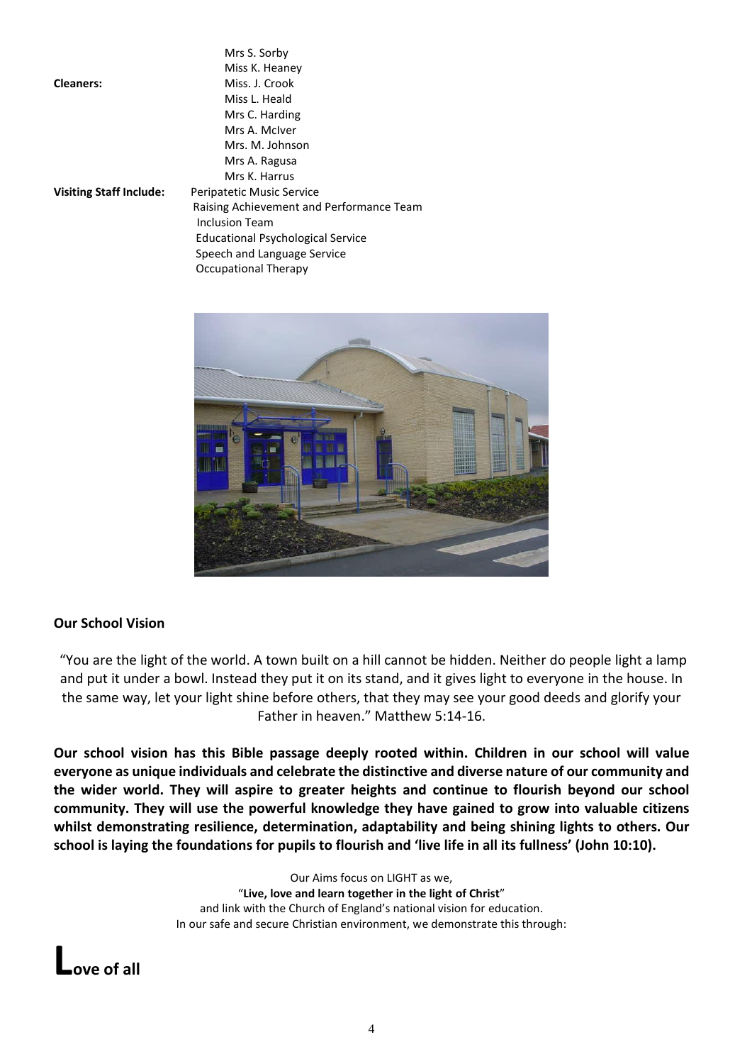Mrs S. Sorby
Miss K. Heaney

**Cleaners:** Miss. J. Crook
Miss L. Heald
Mrs C. Harding
Mrs A. McIver
Mrs. M. Johnson
Mrs A. Ragusa
Mrs K. Harrus

**Visiting Staff Include:** Peripatetic Music Service
Raising Achievement and Performance Team
Inclusion Team
Educational Psychological Service
Speech and Language Service
Occupational Therapy

**Our School Vision**

"You are the light of the world. A town built on a hill cannot be hidden. Neither do people light a lamp and put it under a bowl. Instead they put it on its stand, and it gives light to everyone in the house. In the same way, let your light shine before others, that they may see your good deeds and glorify your Father in heaven." Matthew 5:14-16.

**Our school vision has this Bible passage deeply rooted within. Children in our school will value everyone as unique individuals and celebrate the distinctive and diverse nature of our community and the wider world. They will aspire to greater heights and continue to flourish beyond our school community. They will use the powerful knowledge they have gained to grow into valuable citizens whilst demonstrating resilience, determination, adaptability and being shining lights to others. Our school is laying the foundations for pupils to flourish and 'live life in all its fullness' (John 10:10).**

Our Aims focus on LIGHT as we,
"**Live, love and learn together in the light of Christ**"
and link with the Church of England's national vision for education.
In our safe and secure Christian environment, we demonstrate this through:

# **L**ove of all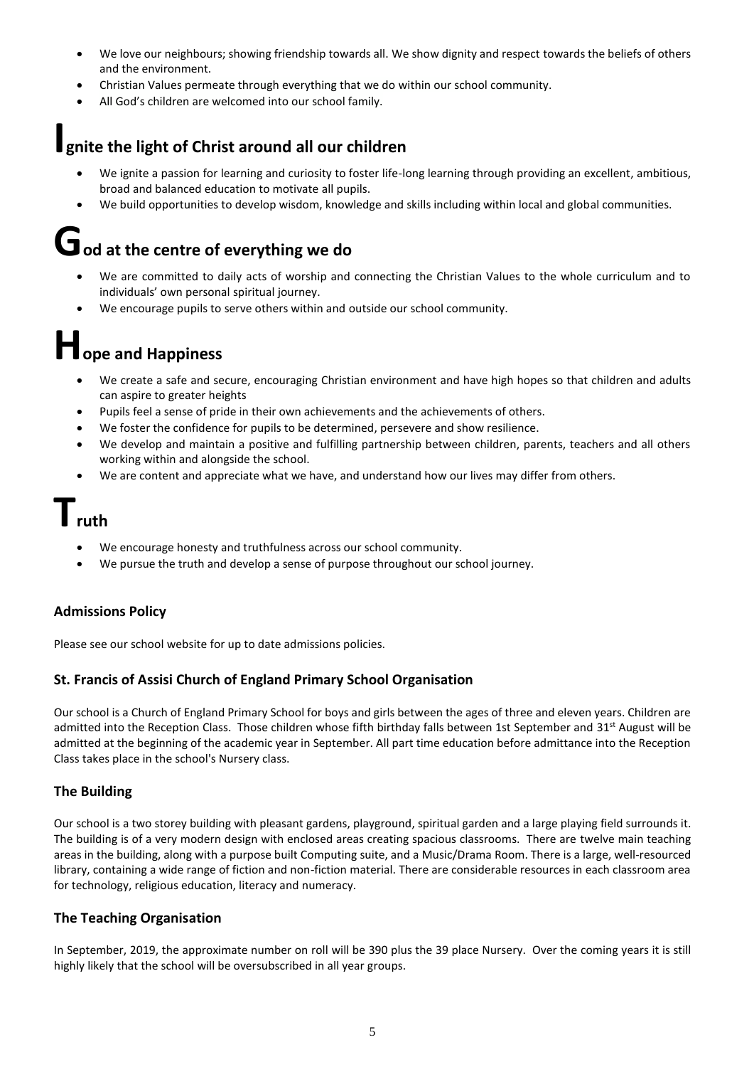- We love our neighbours; showing friendship towards all. We show dignity and respect towards the beliefs of others and the environment.
- Christian Values permeate through everything that we do within our school community.
- All God's children are welcomed into our school family.

## Ignite the light of Christ around all our children

- We ignite a passion for learning and curiosity to foster life-long learning through providing an excellent, ambitious, broad and balanced education to motivate all pupils.
- We build opportunities to develop wisdom, knowledge and skills including within local and global communities.

## God at the centre of everything we do

- We are committed to daily acts of worship and connecting the Christian Values to the whole curriculum and to individuals' own personal spiritual journey.
- We encourage pupils to serve others within and outside our school community.

## Hope and Happiness

- We create a safe and secure, encouraging Christian environment and have high hopes so that children and adults can aspire to greater heights
- Pupils feel a sense of pride in their own achievements and the achievements of others.
- We foster the confidence for pupils to be determined, persevere and show resilience.
- We develop and maintain a positive and fulfilling partnership between children, parents, teachers and all others working within and alongside the school.
- We are content and appreciate what we have, and understand how our lives may differ from others.

## Truth

- We encourage honesty and truthfulness across our school community.
- We pursue the truth and develop a sense of purpose throughout our school journey.

### Admissions Policy

Please see our school website for up to date admissions policies.

### St. Francis of Assisi Church of England Primary School Organisation

Our school is a Church of England Primary School for boys and girls between the ages of three and eleven years. Children are admitted into the Reception Class. Those children whose fifth birthday falls between 1st September and 31st August will be admitted at the beginning of the academic year in September. All part time education before admittance into the Reception Class takes place in the school's Nursery class.

### The Building

Our school is a two storey building with pleasant gardens, playground, spiritual garden and a large playing field surrounds it. The building is of a very modern design with enclosed areas creating spacious classrooms. There are twelve main teaching areas in the building, along with a purpose built Computing suite, and a Music/Drama Room. There is a large, well-resourced library, containing a wide range of fiction and non-fiction material. There are considerable resources in each classroom area for technology, religious education, literacy and numeracy.

### The Teaching Organisation

In September, 2019, the approximate number on roll will be 390 plus the 39 place Nursery. Over the coming years it is still highly likely that the school will be oversubscribed in all year groups.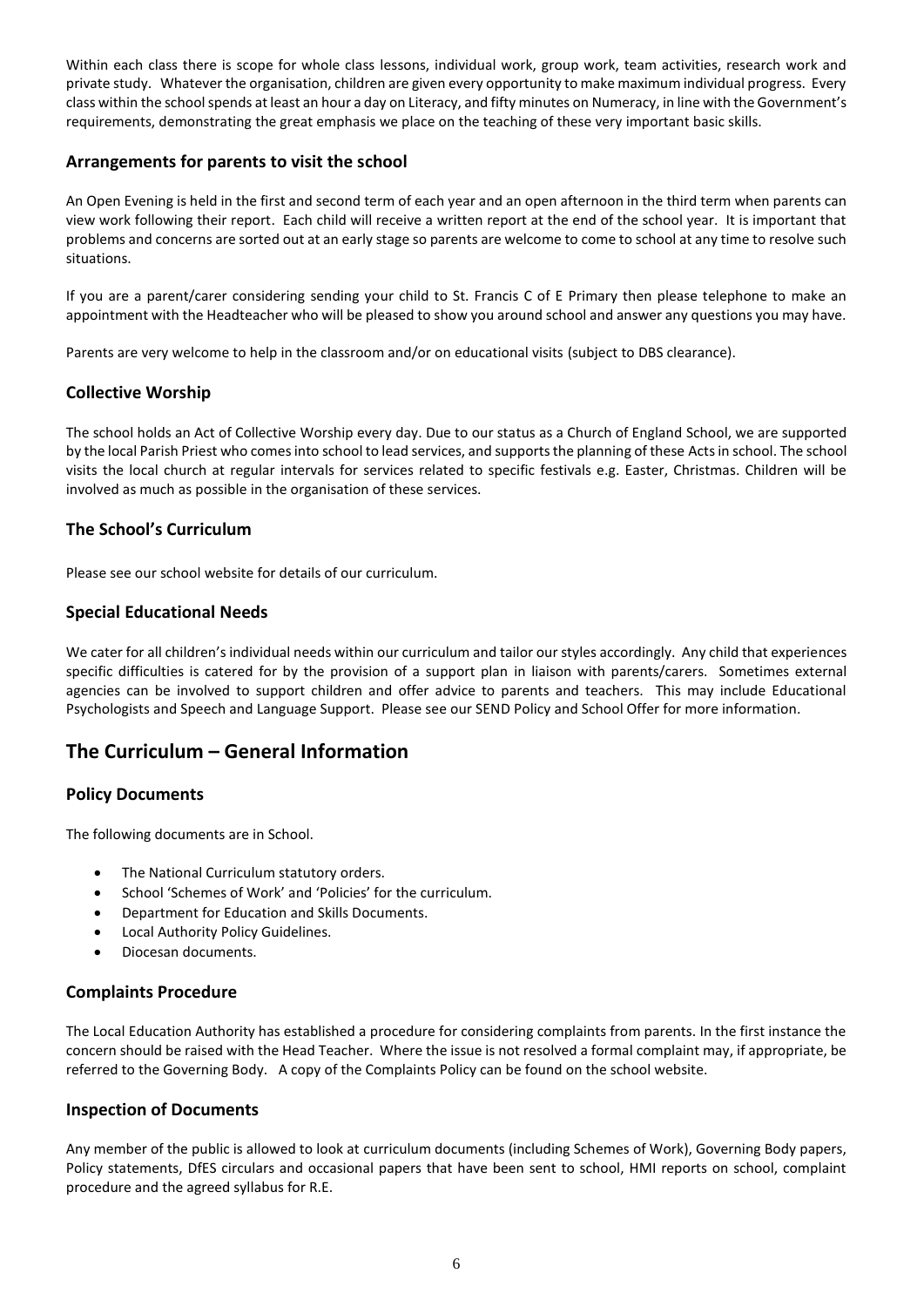Within each class there is scope for whole class lessons, individual work, group work, team activities, research work and private study. Whatever the organisation, children are given every opportunity to make maximum individual progress. Every class within the school spends at least an hour a day on Literacy, and fifty minutes on Numeracy, in line with the Government's requirements, demonstrating the great emphasis we place on the teaching of these very important basic skills.

### Arrangements for parents to visit the school

An Open Evening is held in the first and second term of each year and an open afternoon in the third term when parents can view work following their report. Each child will receive a written report at the end of the school year. It is important that problems and concerns are sorted out at an early stage so parents are welcome to come to school at any time to resolve such situations.

If you are a parent/carer considering sending your child to St. Francis C of E Primary then please telephone to make an appointment with the Headteacher who will be pleased to show you around school and answer any questions you may have.

Parents are very welcome to help in the classroom and/or on educational visits (subject to DBS clearance).

### Collective Worship

The school holds an Act of Collective Worship every day. Due to our status as a Church of England School, we are supported by the local Parish Priest who comes into school to lead services, and supports the planning of these Acts in school. The school visits the local church at regular intervals for services related to specific festivals e.g. Easter, Christmas. Children will be involved as much as possible in the organisation of these services.

### The School's Curriculum

Please see our school website for details of our curriculum.

### Special Educational Needs

We cater for all children's individual needs within our curriculum and tailor our styles accordingly. Any child that experiences specific difficulties is catered for by the provision of a support plan in liaison with parents/carers. Sometimes external agencies can be involved to support children and offer advice to parents and teachers. This may include Educational Psychologists and Speech and Language Support. Please see our SEND Policy and School Offer for more information.

## The Curriculum – General Information

### Policy Documents

The following documents are in School.

- The National Curriculum statutory orders.
- School 'Schemes of Work' and 'Policies' for the curriculum.
- Department for Education and Skills Documents.
- Local Authority Policy Guidelines.
- Diocesan documents.

### Complaints Procedure

The Local Education Authority has established a procedure for considering complaints from parents. In the first instance the concern should be raised with the Head Teacher. Where the issue is not resolved a formal complaint may, if appropriate, be referred to the Governing Body. A copy of the Complaints Policy can be found on the school website.

### Inspection of Documents

Any member of the public is allowed to look at curriculum documents (including Schemes of Work), Governing Body papers, Policy statements, DfES circulars and occasional papers that have been sent to school, HMI reports on school, complaint procedure and the agreed syllabus for R.E.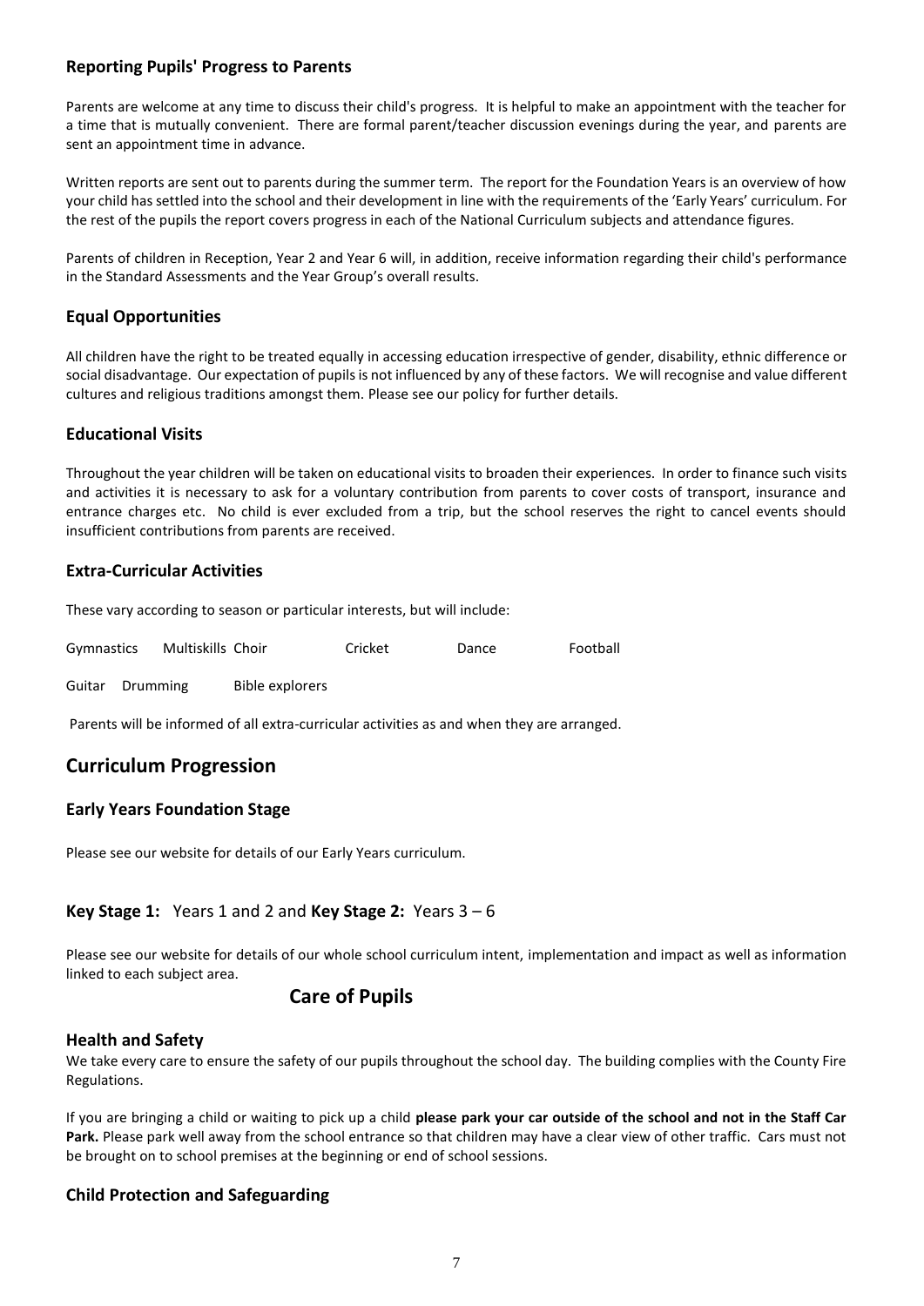### Reporting Pupils' Progress to Parents

Parents are welcome at any time to discuss their child's progress. It is helpful to make an appointment with the teacher for a time that is mutually convenient. There are formal parent/teacher discussion evenings during the year, and parents are sent an appointment time in advance.

Written reports are sent out to parents during the summer term. The report for the Foundation Years is an overview of how your child has settled into the school and their development in line with the requirements of the 'Early Years' curriculum. For the rest of the pupils the report covers progress in each of the National Curriculum subjects and attendance figures.

Parents of children in Reception, Year 2 and Year 6 will, in addition, receive information regarding their child's performance in the Standard Assessments and the Year Group's overall results.

### Equal Opportunities

All children have the right to be treated equally in accessing education irrespective of gender, disability, ethnic difference or social disadvantage. Our expectation of pupils is not influenced by any of these factors. We will recognise and value different cultures and religious traditions amongst them. Please see our policy for further details.

### Educational Visits

Throughout the year children will be taken on educational visits to broaden their experiences. In order to finance such visits and activities it is necessary to ask for a voluntary contribution from parents to cover costs of transport, insurance and entrance charges etc. No child is ever excluded from a trip, but the school reserves the right to cancel events should insufficient contributions from parents are received.

### Extra-Curricular Activities

These vary according to season or particular interests, but will include:

Gymnastics Multiskills Choir Cricket Dance Football

Guitar Drumming Bible explorers

Parents will be informed of all extra-curricular activities as and when they are arranged.

## Curriculum Progression

### Early Years Foundation Stage

Please see our website for details of our Early Years curriculum.

### **Key Stage 1:** Years 1 and 2 and **Key Stage 2:** Years 3 – 6

Please see our website for details of our whole school curriculum intent, implementation and impact as well as information linked to each subject area.

## Care of Pupils

### Health and Safety

We take every care to ensure the safety of our pupils throughout the school day. The building complies with the County Fire Regulations.

If you are bringing a child or waiting to pick up a child **please park your car outside of the school and not in the Staff Car Park.** Please park well away from the school entrance so that children may have a clear view of other traffic. Cars must not be brought on to school premises at the beginning or end of school sessions.

### Child Protection and Safeguarding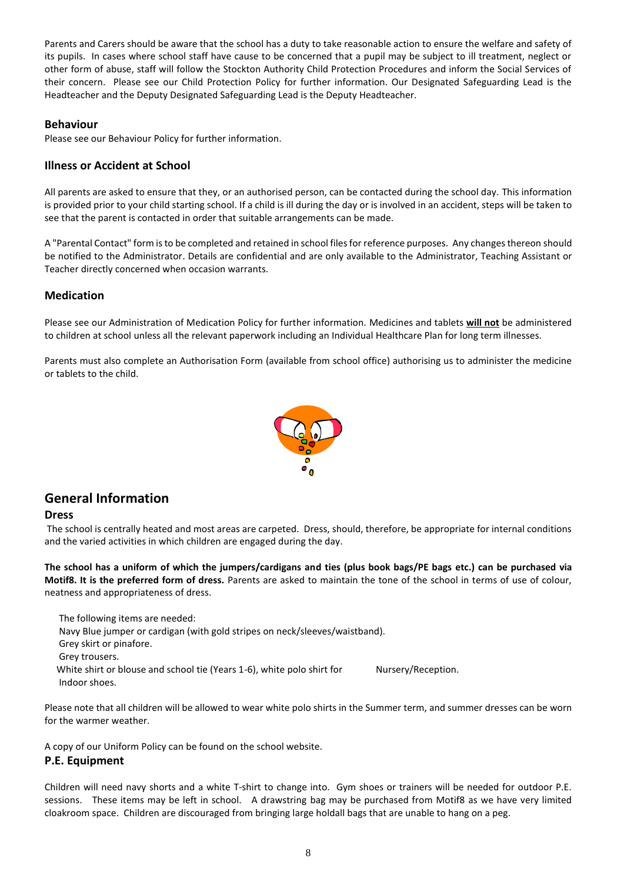Parents and Carers should be aware that the school has a duty to take reasonable action to ensure the welfare and safety of its pupils. In cases where school staff have cause to be concerned that a pupil may be subject to ill treatment, neglect or other form of abuse, staff will follow the Stockton Authority Child Protection Procedures and inform the Social Services of their concern. Please see our Child Protection Policy for further information. Our Designated Safeguarding Lead is the Headteacher and the Deputy Designated Safeguarding Lead is the Deputy Headteacher.

### Behaviour

Please see our Behaviour Policy for further information.

### Illness or Accident at School

All parents are asked to ensure that they, or an authorised person, can be contacted during the school day. This information is provided prior to your child starting school. If a child is ill during the day or is involved in an accident, steps will be taken to see that the parent is contacted in order that suitable arrangements can be made.

A "Parental Contact" form is to be completed and retained in school files for reference purposes. Any changes thereon should be notified to the Administrator. Details are confidential and are only available to the Administrator, Teaching Assistant or Teacher directly concerned when occasion warrants.

### Medication

Please see our Administration of Medication Policy for further information. Medicines and tablets **will not** be administered to children at school unless all the relevant paperwork including an Individual Healthcare Plan for long term illnesses.

Parents must also complete an Authorisation Form (available from school office) authorising us to administer the medicine or tablets to the child.

## General Information

### Dress

The school is centrally heated and most areas are carpeted. Dress, should, therefore, be appropriate for internal conditions and the varied activities in which children are engaged during the day.

**The school has a uniform of which the jumpers/cardigans and ties (plus book bags/PE bags etc.) can be purchased via Motif8. It is the preferred form of dress.** Parents are asked to maintain the tone of the school in terms of use of colour, neatness and appropriateness of dress.

The following items are needed:
Navy Blue jumper or cardigan (with gold stripes on neck/sleeves/waistband).
Grey skirt or pinafore.
Grey trousers.
White shirt or blouse and school tie (Years 1-6), white polo shirt for Nursery/Reception.
Indoor shoes.

Please note that all children will be allowed to wear white polo shirts in the Summer term, and summer dresses can be worn for the warmer weather.

A copy of our Uniform Policy can be found on the school website.

### P.E. Equipment

Children will need navy shorts and a white T-shirt to change into. Gym shoes or trainers will be needed for outdoor P.E. sessions. These items may be left in school. A drawstring bag may be purchased from Motif8 as we have very limited cloakroom space. Children are discouraged from bringing large holdall bags that are unable to hang on a peg.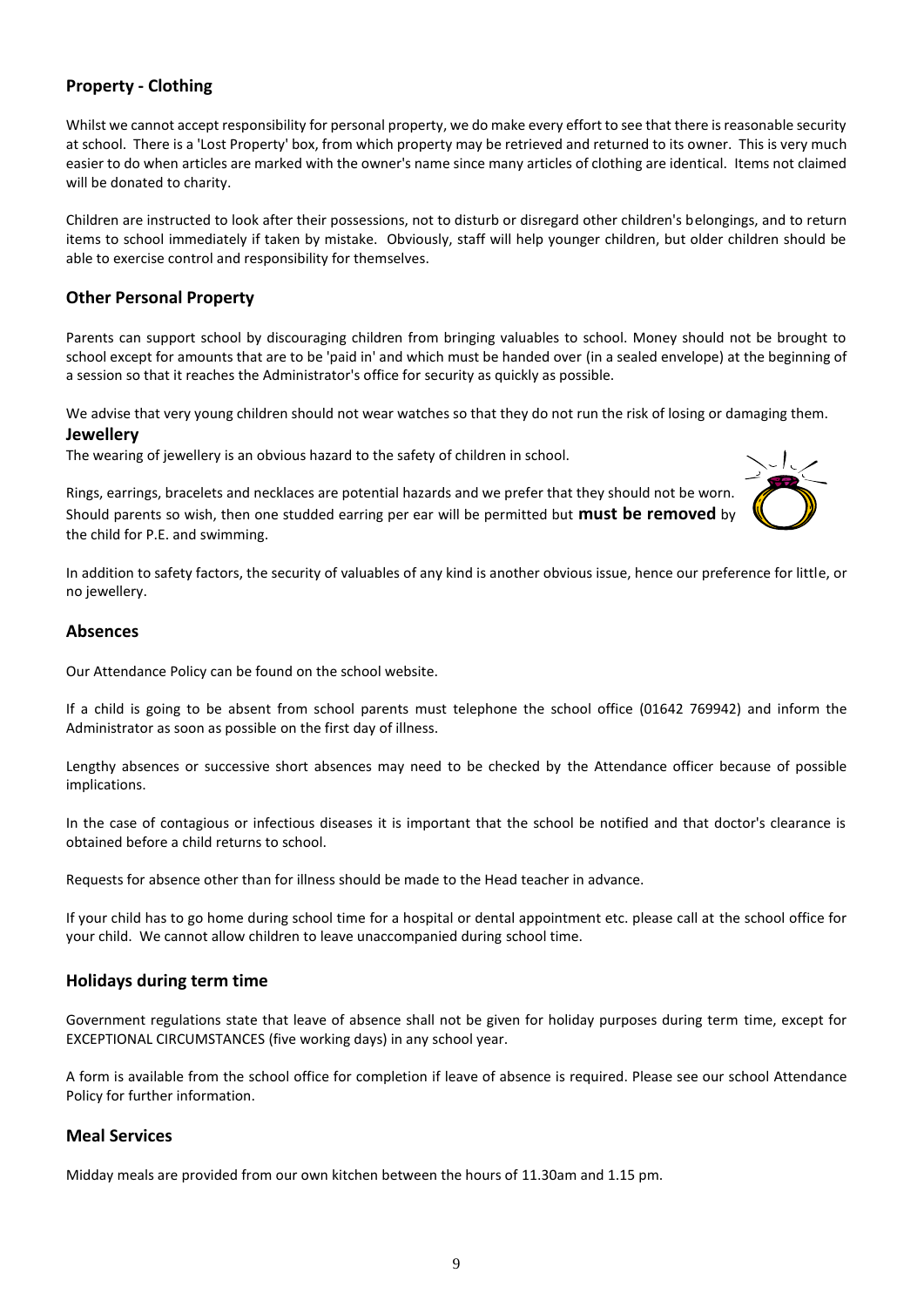## Property - Clothing

Whilst we cannot accept responsibility for personal property, we do make every effort to see that there is reasonable security at school. There is a 'Lost Property' box, from which property may be retrieved and returned to its owner. This is very much easier to do when articles are marked with the owner's name since many articles of clothing are identical. Items not claimed will be donated to charity.

Children are instructed to look after their possessions, not to disturb or disregard other children's belongings, and to return items to school immediately if taken by mistake. Obviously, staff will help younger children, but older children should be able to exercise control and responsibility for themselves.

## Other Personal Property

Parents can support school by discouraging children from bringing valuables to school. Money should not be brought to school except for amounts that are to be 'paid in' and which must be handed over (in a sealed envelope) at the beginning of a session so that it reaches the Administrator's office for security as quickly as possible.

We advise that very young children should not wear watches so that they do not run the risk of losing or damaging them.

## Jewellery

The wearing of jewellery is an obvious hazard to the safety of children in school.

Rings, earrings, bracelets and necklaces are potential hazards and we prefer that they should not be worn. Should parents so wish, then one studded earring per ear will be permitted but **must be removed** by the child for P.E. and swimming.

In addition to safety factors, the security of valuables of any kind is another obvious issue, hence our preference for little, or no jewellery.

## Absences

Our Attendance Policy can be found on the school website.

If a child is going to be absent from school parents must telephone the school office (01642 769942) and inform the Administrator as soon as possible on the first day of illness.

Lengthy absences or successive short absences may need to be checked by the Attendance officer because of possible implications.

In the case of contagious or infectious diseases it is important that the school be notified and that doctor's clearance is obtained before a child returns to school.

Requests for absence other than for illness should be made to the Head teacher in advance.

If your child has to go home during school time for a hospital or dental appointment etc. please call at the school office for your child. We cannot allow children to leave unaccompanied during school time.

## Holidays during term time

Government regulations state that leave of absence shall not be given for holiday purposes during term time, except for EXCEPTIONAL CIRCUMSTANCES (five working days) in any school year.

A form is available from the school office for completion if leave of absence is required. Please see our school Attendance Policy for further information.

## Meal Services

Midday meals are provided from our own kitchen between the hours of 11.30am and 1.15 pm.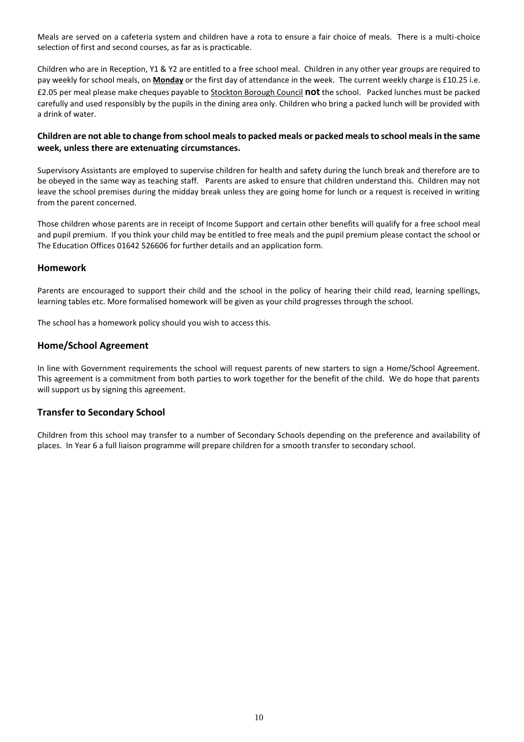Meals are served on a cafeteria system and children have a rota to ensure a fair choice of meals. There is a multi-choice selection of first and second courses, as far as is practicable.

Children who are in Reception, Y1 & Y2 are entitled to a free school meal. Children in any other year groups are required to pay weekly for school meals, on **Monday** or the first day of attendance in the week. The current weekly charge is £10.25 i.e. £2.05 per meal please make cheques payable to Stockton Borough Council **not** the school. Packed lunches must be packed carefully and used responsibly by the pupils in the dining area only. Children who bring a packed lunch will be provided with a drink of water.

**Children are not able to change from school meals to packed meals or packed meals to school meals in the same week, unless there are extenuating circumstances.**

Supervisory Assistants are employed to supervise children for health and safety during the lunch break and therefore are to be obeyed in the same way as teaching staff. Parents are asked to ensure that children understand this. Children may not leave the school premises during the midday break unless they are going home for lunch or a request is received in writing from the parent concerned.

Those children whose parents are in receipt of Income Support and certain other benefits will qualify for a free school meal and pupil premium. If you think your child may be entitled to free meals and the pupil premium please contact the school or The Education Offices 01642 526606 for further details and an application form.

## Homework

Parents are encouraged to support their child and the school in the policy of hearing their child read, learning spellings, learning tables etc. More formalised homework will be given as your child progresses through the school.

The school has a homework policy should you wish to access this.

## Home/School Agreement

In line with Government requirements the school will request parents of new starters to sign a Home/School Agreement. This agreement is a commitment from both parties to work together for the benefit of the child. We do hope that parents will support us by signing this agreement.

## Transfer to Secondary School

Children from this school may transfer to a number of Secondary Schools depending on the preference and availability of places. In Year 6 a full liaison programme will prepare children for a smooth transfer to secondary school.